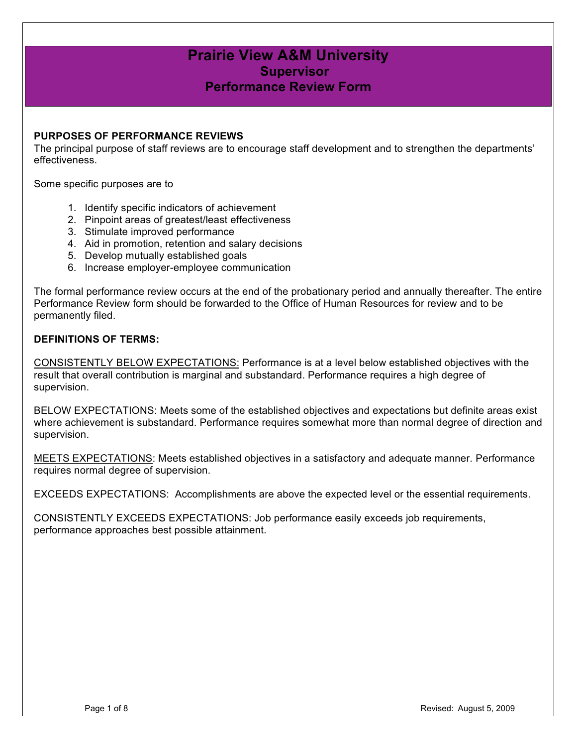# Prairie View A&M University
## Supervisor
## Performance Review Form

**PURPOSES OF PERFORMANCE REVIEWS**

The principal purpose of staff reviews are to encourage staff development and to strengthen the departments' effectiveness.

Some specific purposes are to

1. Identify specific indicators of achievement
2. Pinpoint areas of greatest/least effectiveness
3. Stimulate improved performance
4. Aid in promotion, retention and salary decisions
5. Develop mutually established goals
6. Increase employer-employee communication

The formal performance review occurs at the end of the probationary period and annually thereafter. The entire Performance Review form should be forwarded to the Office of Human Resources for review and to be permanently filed.

**DEFINITIONS OF TERMS:**

<u>CONSISTENTLY BELOW EXPECTATIONS:</u> Performance is at a level below established objectives with the result that overall contribution is marginal and substandard. Performance requires a high degree of supervision.

BELOW EXPECTATIONS: Meets some of the established objectives and expectations but definite areas exist where achievement is substandard. Performance requires somewhat more than normal degree of direction and supervision.

<u>MEETS EXPECTATIONS</u>: Meets established objectives in a satisfactory and adequate manner. Performance requires normal degree of supervision.

EXCEEDS EXPECTATIONS: Accomplishments are above the expected level or the essential requirements.

CONSISTENTLY EXCEEDS EXPECTATIONS: Job performance easily exceeds job requirements, performance approaches best possible attainment.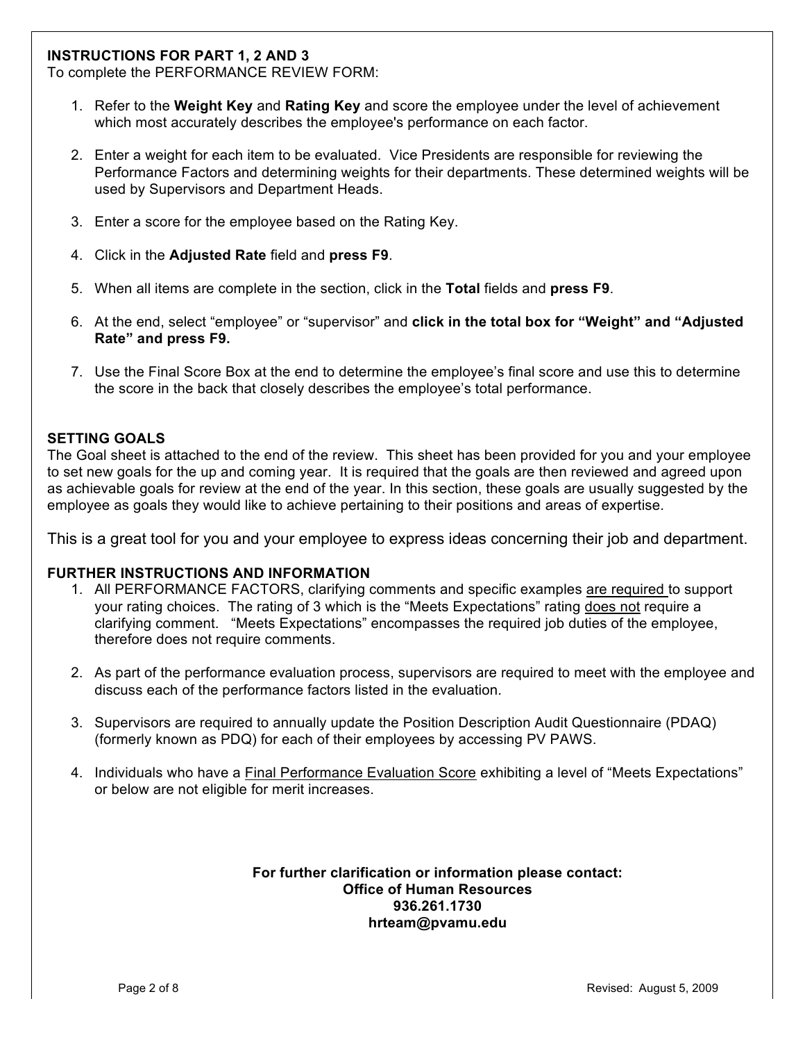**INSTRUCTIONS FOR PART 1, 2 AND 3**

To complete the PERFORMANCE REVIEW FORM:

1. Refer to the **Weight Key** and **Rating Key** and score the employee under the level of achievement which most accurately describes the employee's performance on each factor.
2. Enter a weight for each item to be evaluated. Vice Presidents are responsible for reviewing the Performance Factors and determining weights for their departments. These determined weights will be used by Supervisors and Department Heads.
3. Enter a score for the employee based on the Rating Key.
4. Click in the **Adjusted Rate** field and **press F9**.
5. When all items are complete in the section, click in the **Total** fields and **press F9**.
6. At the end, select "employee" or "supervisor" and **click in the total box for "Weight" and "Adjusted Rate" and press F9.**
7. Use the Final Score Box at the end to determine the employee's final score and use this to determine the score in the back that closely describes the employee's total performance.

**SETTING GOALS**

The Goal sheet is attached to the end of the review. This sheet has been provided for you and your employee to set new goals for the up and coming year. It is required that the goals are then reviewed and agreed upon as achievable goals for review at the end of the year. In this section, these goals are usually suggested by the employee as goals they would like to achieve pertaining to their positions and areas of expertise.

This is a great tool for you and your employee to express ideas concerning their job and department.

**FURTHER INSTRUCTIONS AND INFORMATION**

1. All PERFORMANCE FACTORS, clarifying comments and specific examples are required to support your rating choices. The rating of 3 which is the "Meets Expectations" rating does not require a clarifying comment. "Meets Expectations" encompasses the required job duties of the employee, therefore does not require comments.
2. As part of the performance evaluation process, supervisors are required to meet with the employee and discuss each of the performance factors listed in the evaluation.
3. Supervisors are required to annually update the Position Description Audit Questionnaire (PDAQ) (formerly known as PDQ) for each of their employees by accessing PV PAWS.
4. Individuals who have a Final Performance Evaluation Score exhibiting a level of "Meets Expectations" or below are not eligible for merit increases.

**For further clarification or information please contact:**
**Office of Human Resources**
**936.261.1730**
**hrteam@pvamu.edu**

Revised: August 5, 2009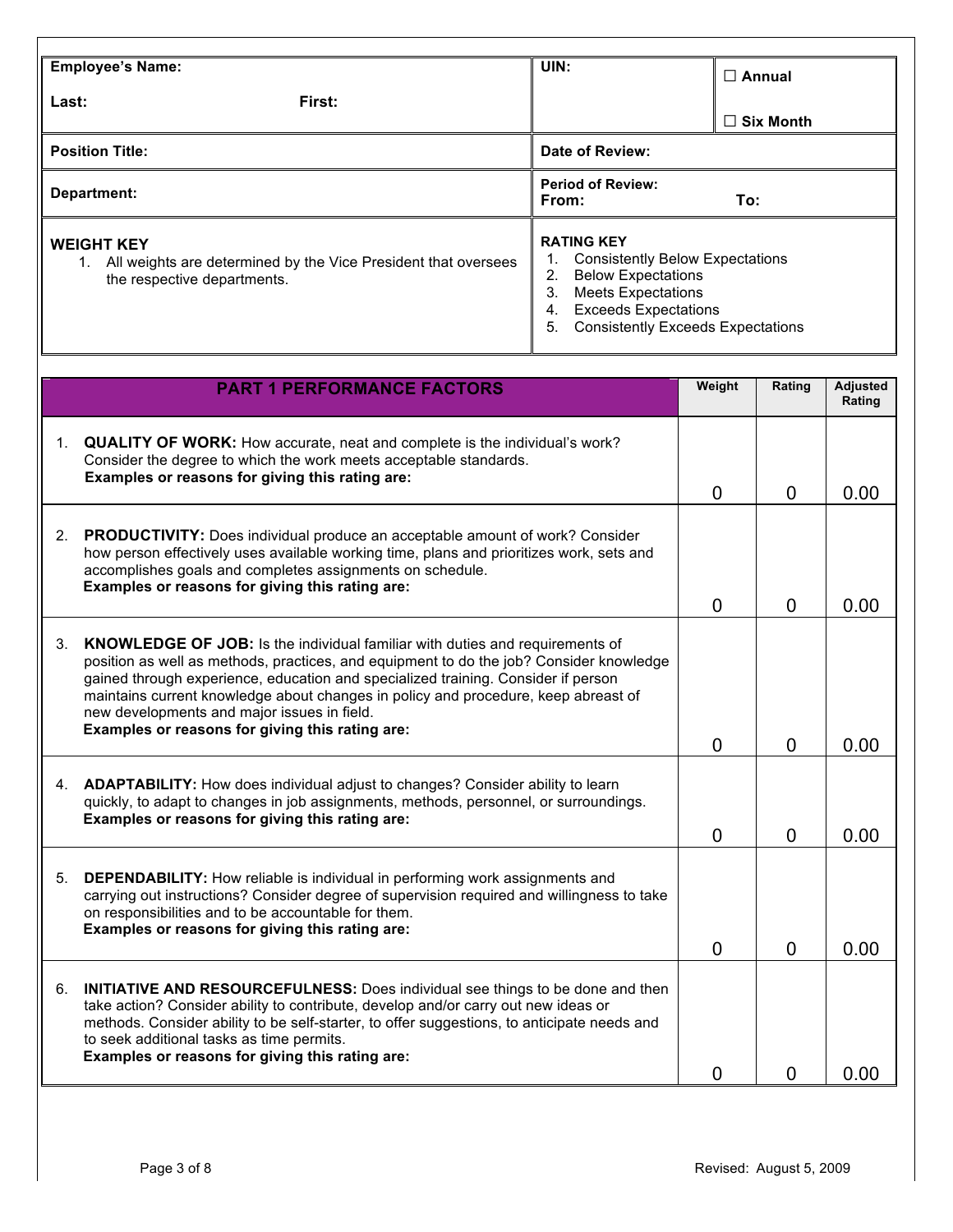| Employee's Name: | | UIN: | ☐ Annual |
|---|---|---|---|
| Last: | First: | | ☐ Six Month |
| Position Title: | | Date of Review: | |
| Department: | | Period of Review: From: | To: |

| **WEIGHT KEY** | **RATING KEY** |
|---|---|
| 1. All weights are determined by the Vice President that oversees the respective departments. | 1. Consistently Below Expectations<br>2. Below Expectations<br>3. Meets Expectations<br>4. Exceeds Expectations<br>5. Consistently Exceeds Expectations |

| PART 1 PERFORMANCE FACTORS | Weight | Rating | Adjusted Rating |
|---|---|---|---|
| 1. **QUALITY OF WORK:** How accurate, neat and complete is the individual's work? Consider the degree to which the work meets acceptable standards.<br>**Examples or reasons for giving this rating are:** | 0 | 0 | 0.00 |
| 2. **PRODUCTIVITY:** Does individual produce an acceptable amount of work? Consider how person effectively uses available working time, plans and prioritizes work, sets and accomplishes goals and completes assignments on schedule.<br>**Examples or reasons for giving this rating are:** | 0 | 0 | 0.00 |
| 3. **KNOWLEDGE OF JOB:** Is the individual familiar with duties and requirements of position as well as methods, practices, and equipment to do the job? Consider knowledge gained through experience, education and specialized training. Consider if person maintains current knowledge about changes in policy and procedure, keep abreast of new developments and major issues in field.<br>**Examples or reasons for giving this rating are:** | 0 | 0 | 0.00 |
| 4. **ADAPTABILITY:** How does individual adjust to changes? Consider ability to learn quickly, to adapt to changes in job assignments, methods, personnel, or surroundings.<br>**Examples or reasons for giving this rating are:** | 0 | 0 | 0.00 |
| 5. **DEPENDABILITY:** How reliable is individual in performing work assignments and carrying out instructions? Consider degree of supervision required and willingness to take on responsibilities and to be accountable for them.<br>**Examples or reasons for giving this rating are:** | 0 | 0 | 0.00 |
| 6. **INITIATIVE AND RESOURCEFULNESS:** Does individual see things to be done and then take action? Consider ability to contribute, develop and/or carry out new ideas or methods. Consider ability to be self-starter, to offer suggestions, to anticipate needs and to seek additional tasks as time permits.<br>**Examples or reasons for giving this rating are:** | 0 | 0 | 0.00 |

Revised: August 5, 2009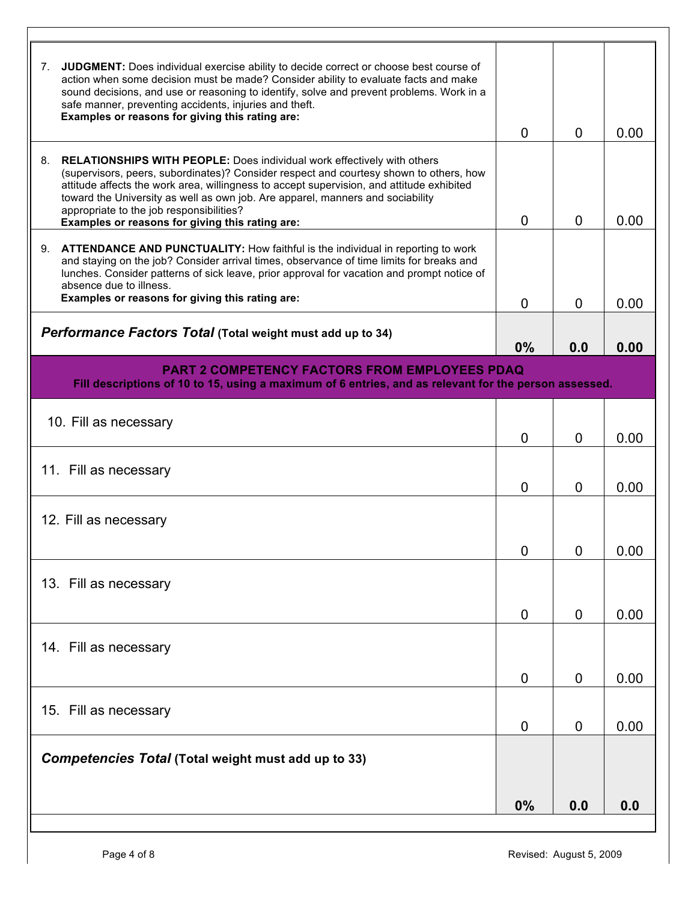| | | | |
|---|---|---|---|
| 7. **JUDGMENT:** Does individual exercise ability to decide correct or choose best course of action when some decision must be made? Consider ability to evaluate facts and make sound decisions, and use or reasoning to identify, solve and prevent problems. Work in a safe manner, preventing accidents, injuries and theft.<br>**Examples or reasons for giving this rating are:** | 0 | 0 | 0.00 |
| 8. **RELATIONSHIPS WITH PEOPLE:** Does individual work effectively with others (supervisors, peers, subordinates)? Consider respect and courtesy shown to others, how attitude affects the work area, willingness to accept supervision, and attitude exhibited toward the University as well as own job. Are apparel, manners and sociability appropriate to the job responsibilities?<br>**Examples or reasons for giving this rating are:** | 0 | 0 | 0.00 |
| 9. **ATTENDANCE AND PUNCTUALITY:** How faithful is the individual in reporting to work and staying on the job? Consider arrival times, observance of time limits for breaks and lunches. Consider patterns of sick leave, prior approval for vacation and prompt notice of absence due to illness.<br>**Examples or reasons for giving this rating are:** | 0 | 0 | 0.00 |
| ***Performance Factors Total*** **(Total weight must add up to 34)** | **0%** | **0.0** | **0.00** |
| **PART 2 COMPETENCY FACTORS FROM EMPLOYEES PDAQ**<br>**Fill descriptions of 10 to 15, using a maximum of 6 entries, and as relevant for the person assessed.** | | | |
| 10. Fill as necessary | 0 | 0 | 0.00 |
| 11. Fill as necessary | 0 | 0 | 0.00 |
| 12. Fill as necessary | 0 | 0 | 0.00 |
| 13. Fill as necessary | 0 | 0 | 0.00 |
| 14. Fill as necessary | 0 | 0 | 0.00 |
| 15. Fill as necessary | 0 | 0 | 0.00 |
| ***Competencies Total*** **(Total weight must add up to 33)** | **0%** | **0.0** | **0.0** |

Revised: August 5, 2009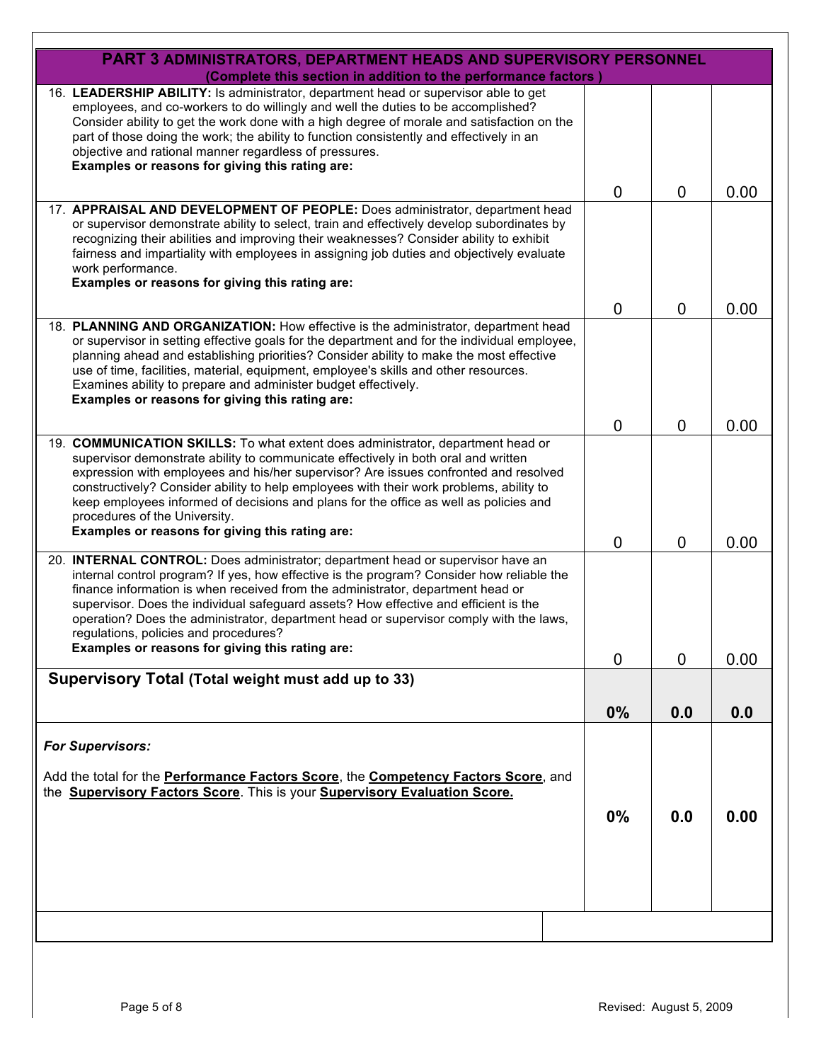| PART 3 ADMINISTRATORS, DEPARTMENT HEADS AND SUPERVISORY PERSONNEL<br>(Complete this section in addition to the performance factors ) | | | |
|---|---|---|---|
| 16. **LEADERSHIP ABILITY:** Is administrator, department head or supervisor able to get employees, and co-workers to do willingly and well the duties to be accomplished? Consider ability to get the work done with a high degree of morale and satisfaction on the part of those doing the work; the ability to function consistently and effectively in an objective and rational manner regardless of pressures.<br>**Examples or reasons for giving this rating are:** | 0 | 0 | 0.00 |
| 17. **APPRAISAL AND DEVELOPMENT OF PEOPLE:** Does administrator, department head or supervisor demonstrate ability to select, train and effectively develop subordinates by recognizing their abilities and improving their weaknesses? Consider ability to exhibit fairness and impartiality with employees in assigning job duties and objectively evaluate work performance.<br>**Examples or reasons for giving this rating are:** | 0 | 0 | 0.00 |
| 18. **PLANNING AND ORGANIZATION:** How effective is the administrator, department head or supervisor in setting effective goals for the department and for the individual employee, planning ahead and establishing priorities? Consider ability to make the most effective use of time, facilities, material, equipment, employee's skills and other resources. Examines ability to prepare and administer budget effectively.<br>**Examples or reasons for giving this rating are:** | 0 | 0 | 0.00 |
| 19. **COMMUNICATION SKILLS:** To what extent does administrator, department head or supervisor demonstrate ability to communicate effectively in both oral and written expression with employees and his/her supervisor? Are issues confronted and resolved constructively? Consider ability to help employees with their work problems, ability to keep employees informed of decisions and plans for the office as well as policies and procedures of the University.<br>**Examples or reasons for giving this rating are:** | 0 | 0 | 0.00 |
| 20. **INTERNAL CONTROL:** Does administrator; department head or supervisor have an internal control program? If yes, how effective is the program? Consider how reliable the finance information is when received from the administrator, department head or supervisor. Does the individual safeguard assets? How effective and efficient is the operation? Does the administrator, department head or supervisor comply with the laws, regulations, policies and procedures?<br>**Examples or reasons for giving this rating are:** | 0 | 0 | 0.00 |
| **Supervisory Total (Total weight must add up to 33)** | **0%** | **0.0** | **0.0** |
| ***For Supervisors:***<br><br>Add the total for the **Performance Factors Score**, the **Competency Factors Score**, and the **Supervisory Factors Score**. This is your **Supervisory Evaluation Score.** | **0%** | **0.0** | **0.00** |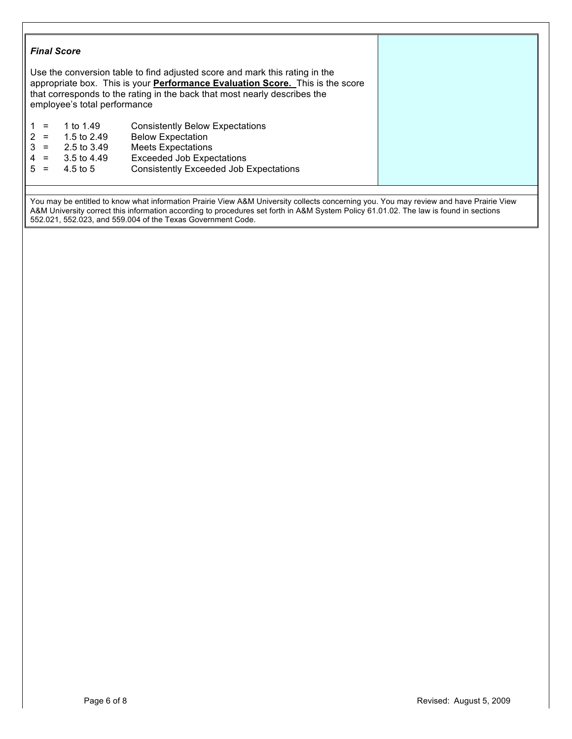***Final Score***

Use the conversion table to find adjusted score and mark this rating in the appropriate box. This is your **Performance Evaluation Score.** This is the score that corresponds to the rating in the back that most nearly describes the employee's total performance

| | | | |
|---|---|---|---|
| 1 | = | 1 to 1.49 | Consistently Below Expectations |
| 2 | = | 1.5 to 2.49 | Below Expectation |
| 3 | = | 2.5 to 3.49 | Meets Expectations |
| 4 | = | 3.5 to 4.49 | Exceeded Job Expectations |
| 5 | = | 4.5 to 5 | Consistently Exceeded Job Expectations |

You may be entitled to know what information Prairie View A&M University collects concerning you. You may review and have Prairie View A&M University correct this information according to procedures set forth in A&M System Policy 61.01.02. The law is found in sections 552.021, 552.023, and 559.004 of the Texas Government Code.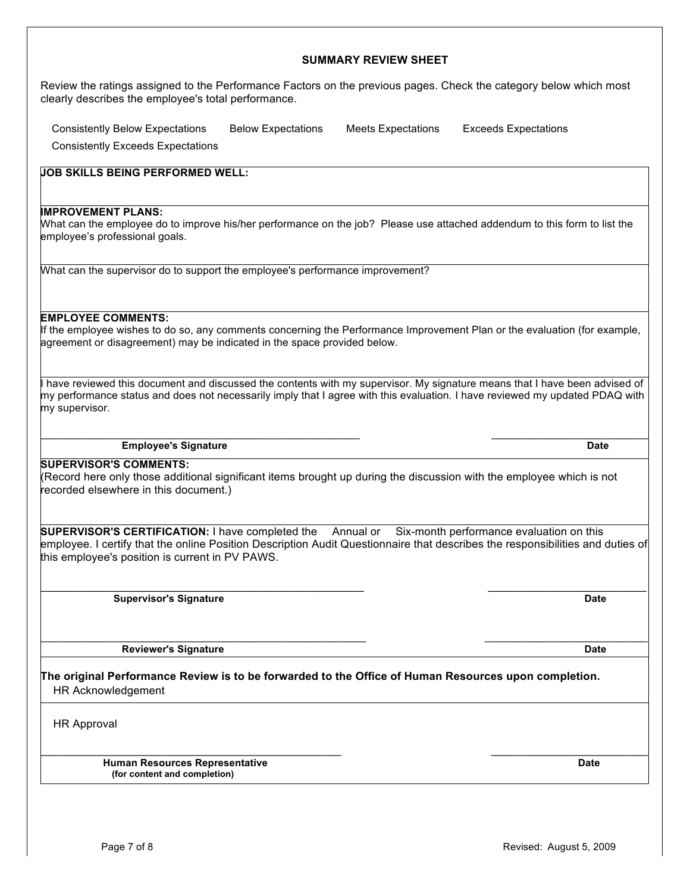## SUMMARY REVIEW SHEET

Review the ratings assigned to the Performance Factors on the previous pages. Check the category below which most clearly describes the employee's total performance.

Consistently Below Expectations    Below Expectations    Meets Expectations    Exceeds Expectations
Consistently Exceeds Expectations

**JOB SKILLS BEING PERFORMED WELL:**

**IMPROVEMENT PLANS:**
What can the employee do to improve his/her performance on the job? Please use attached addendum to this form to list the employee's professional goals.

What can the supervisor do to support the employee's performance improvement?

**EMPLOYEE COMMENTS:**
If the employee wishes to do so, any comments concerning the Performance Improvement Plan or the evaluation (for example, agreement or disagreement) may be indicated in the space provided below.

I have reviewed this document and discussed the contents with my supervisor. My signature means that I have been advised of my performance status and does not necessarily imply that I agree with this evaluation. I have reviewed my updated PDAQ with my supervisor.

\_\_\_\_\_\_\_\_\_\_\_\_\_\_\_\_\_\_\_\_\_\_\_\_\_\_\_\_\_\_\_\_\_\_\_\_\_\_\_\_ \_\_\_\_\_\_\_\_\_\_\_\_\_\_\_\_\_\_\_\_
**Employee's Signature** **Date**

**SUPERVISOR'S COMMENTS:**
(Record here only those additional significant items brought up during the discussion with the employee which is not recorded elsewhere in this document.)

**SUPERVISOR'S CERTIFICATION:** I have completed the Annual or Six-month performance evaluation on this employee. I certify that the online Position Description Audit Questionnaire that describes the responsibilities and duties of this employee's position is current in PV PAWS.

\_\_\_\_\_\_\_\_\_\_\_\_\_\_\_\_\_\_\_\_\_\_\_\_\_\_\_\_\_\_\_\_\_\_\_\_\_\_\_\_ \_\_\_\_\_\_\_\_\_\_\_\_\_\_\_\_\_\_\_\_
**Supervisor's Signature** **Date**

\_\_\_\_\_\_\_\_\_\_\_\_\_\_\_\_\_\_\_\_\_\_\_\_\_\_\_\_\_\_\_\_\_\_\_\_\_\_\_\_ \_\_\_\_\_\_\_\_\_\_\_\_\_\_\_\_\_\_\_\_
**Reviewer's Signature** **Date**

**The original Performance Review is to be forwarded to the Office of Human Resources upon completion.**
HR Acknowledgement

HR Approval

\_\_\_\_\_\_\_\_\_\_\_\_\_\_\_\_\_\_\_\_\_\_\_\_\_\_\_\_\_\_\_\_\_\_\_\_\_\_\_\_ \_\_\_\_\_\_\_\_\_\_\_\_\_\_\_\_\_\_\_\_
**Human Resources Representative** **Date**
**(for content and completion)**

Revised: August 5, 2009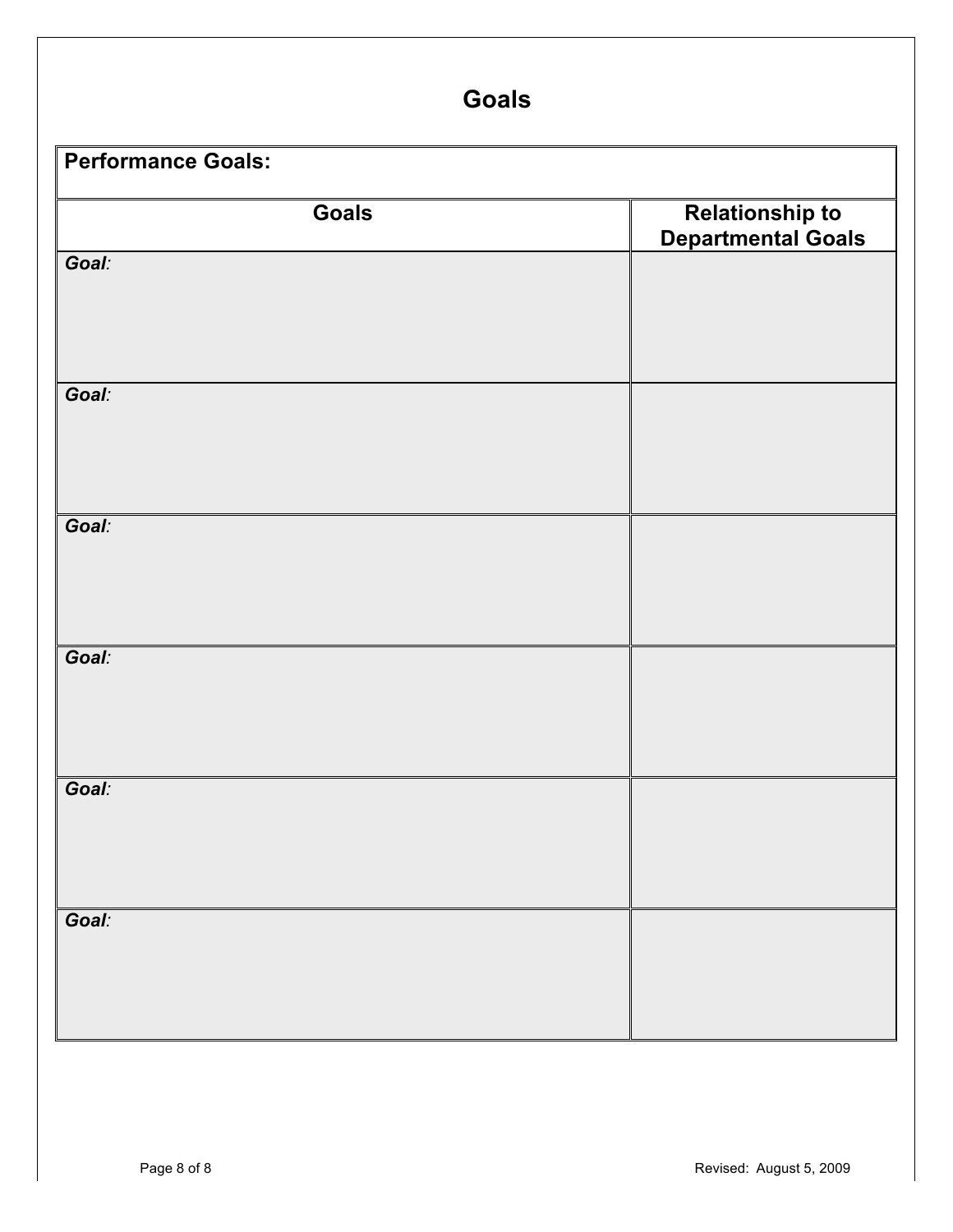# Goals

| Performance Goals: | |
|---|---|
| **Goals** | **Relationship to Departmental Goals** |
| ***Goal**:* | |
| ***Goal**:* | |
| ***Goal**:* | |
| ***Goal**:* | |
| ***Goal**:* | |
| ***Goal**:* | |

Revised: August 5, 2009